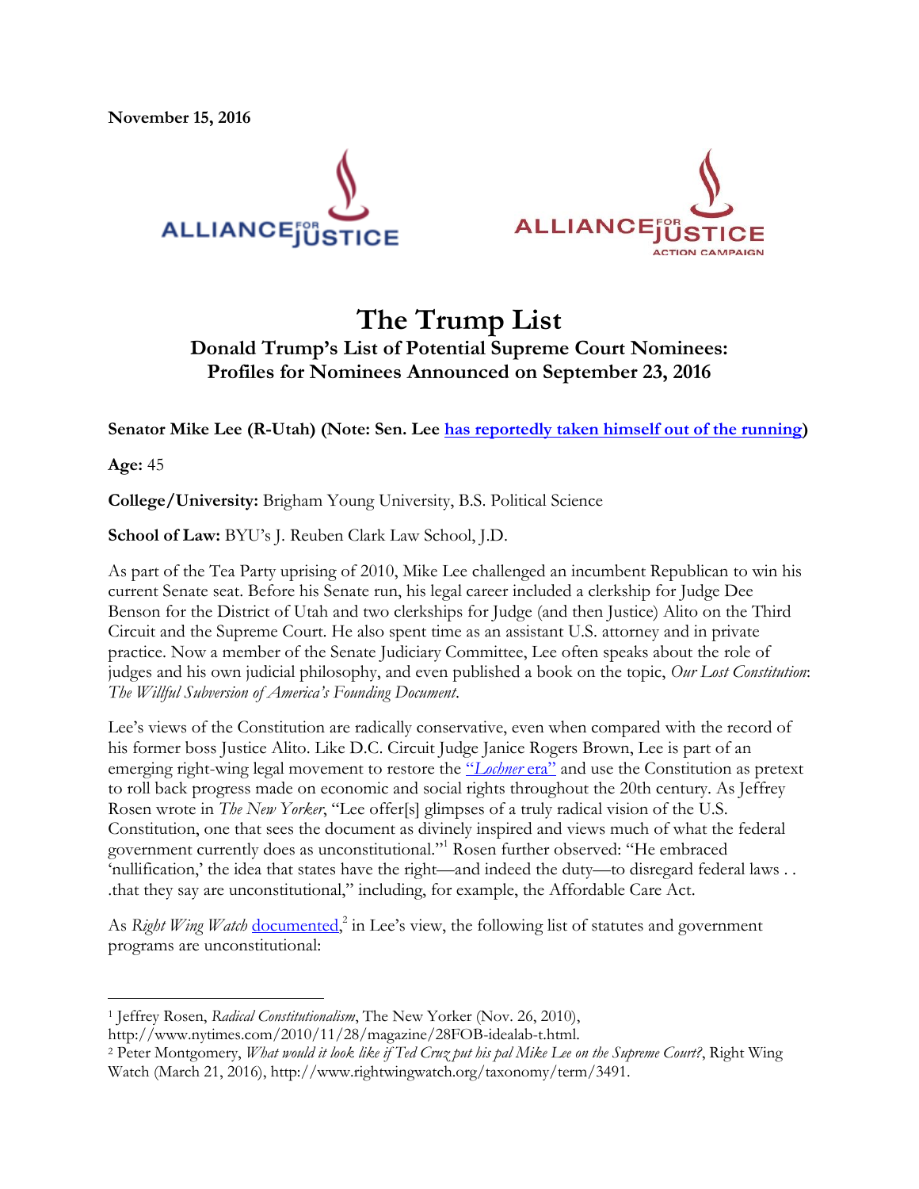**November 15, 2016**

ALLIANCE FOR JUSTICE

ALLIANCE FOR JUSTICE ACTION CAMPAIGN

# The Trump List

## Donald Trump's List of Potential Supreme Court Nominees: Profiles for Nominees Announced on September 23, 2016

**Senator Mike Lee (R-Utah) (Note: Sen. Lee [has reportedly taken himself out of the running](#))**

**Age:** 45

**College/University:** Brigham Young University, B.S. Political Science

**School of Law:** BYU's J. Reuben Clark Law School, J.D.

As part of the Tea Party uprising of 2010, Mike Lee challenged an incumbent Republican to win his current Senate seat. Before his Senate run, his legal career included a clerkship for Judge Dee Benson for the District of Utah and two clerkships for Judge (and then Justice) Alito on the Third Circuit and the Supreme Court. He also spent time as an assistant U.S. attorney and in private practice. Now a member of the Senate Judiciary Committee, Lee often speaks about the role of judges and his own judicial philosophy, and even published a book on the topic, *Our Lost Constitution*: *The Willful Subversion of America's Founding Document*.

Lee's views of the Constitution are radically conservative, even when compared with the record of his former boss Justice Alito. Like D.C. Circuit Judge Janice Rogers Brown, Lee is part of an emerging right-wing legal movement to restore the ["*Lochner* era"](#) and use the Constitution as pretext to roll back progress made on economic and social rights throughout the 20th century. As Jeffrey Rosen wrote in *The New Yorker*, "Lee offer[s] glimpses of a truly radical vision of the U.S. Constitution, one that sees the document as divinely inspired and views much of what the federal government currently does as unconstitutional."[1] Rosen further observed: "He embraced 'nullification,' the idea that states have the right—and indeed the duty—to disregard federal laws . . .that they say are unconstitutional," including, for example, the Affordable Care Act.

As *Right Wing Watch* [documented](#),[2] in Lee's view, the following list of statutes and government programs are unconstitutional:

---

[1] Jeffrey Rosen, *Radical Constitutionalism*, The New Yorker (Nov. 26, 2010), http://www.nytimes.com/2010/11/28/magazine/28FOB-idealab-t.html.

[2] Peter Montgomery, *What would it look like if Ted Cruz put his pal Mike Lee on the Supreme Court?*, Right Wing Watch (March 21, 2016), http://www.rightwingwatch.org/taxonomy/term/3491.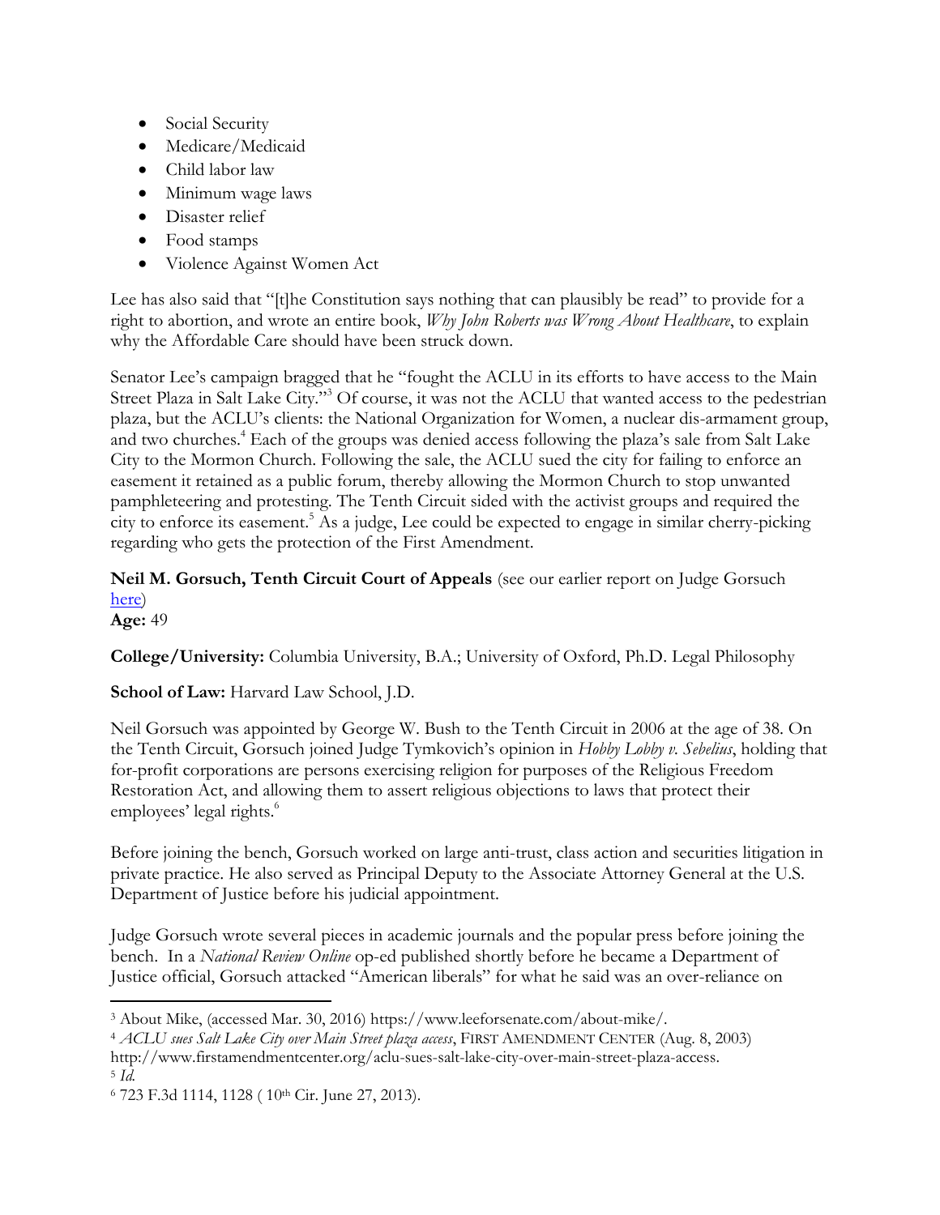- Social Security
- Medicare/Medicaid
- Child labor law
- Minimum wage laws
- Disaster relief
- Food stamps
- Violence Against Women Act

Lee has also said that "[t]he Constitution says nothing that can plausibly be read" to provide for a right to abortion, and wrote an entire book, *Why John Roberts was Wrong About Healthcare*, to explain why the Affordable Care should have been struck down.

Senator Lee's campaign bragged that he "fought the ACLU in its efforts to have access to the Main Street Plaza in Salt Lake City."[3] Of course, it was not the ACLU that wanted access to the pedestrian plaza, but the ACLU's clients: the National Organization for Women, a nuclear dis-armament group, and two churches.[4] Each of the groups was denied access following the plaza's sale from Salt Lake City to the Mormon Church. Following the sale, the ACLU sued the city for failing to enforce an easement it retained as a public forum, thereby allowing the Mormon Church to stop unwanted pamphleteering and protesting. The Tenth Circuit sided with the activist groups and required the city to enforce its easement.[5] As a judge, Lee could be expected to engage in similar cherry-picking regarding who gets the protection of the First Amendment.

**Neil M. Gorsuch, Tenth Circuit Court of Appeals** (see our earlier report on Judge Gorsuch here)
**Age:** 49

**College/University:** Columbia University, B.A.; University of Oxford, Ph.D. Legal Philosophy

**School of Law:** Harvard Law School, J.D.

Neil Gorsuch was appointed by George W. Bush to the Tenth Circuit in 2006 at the age of 38. On the Tenth Circuit, Gorsuch joined Judge Tymkovich's opinion in *Hobby Lobby v. Sebelius*, holding that for-profit corporations are persons exercising religion for purposes of the Religious Freedom Restoration Act, and allowing them to assert religious objections to laws that protect their employees' legal rights.[6]

Before joining the bench, Gorsuch worked on large anti-trust, class action and securities litigation in private practice. He also served as Principal Deputy to the Associate Attorney General at the U.S. Department of Justice before his judicial appointment.

Judge Gorsuch wrote several pieces in academic journals and the popular press before joining the bench. In a *National Review Online* op-ed published shortly before he became a Department of Justice official, Gorsuch attacked "American liberals" for what he said was an over-reliance on

---

[3] About Mike, (accessed Mar. 30, 2016) https://www.leeforsenate.com/about-mike/.

[4] *ACLU sues Salt Lake City over Main Street plaza access*, FIRST AMENDMENT CENTER (Aug. 8, 2003) http://www.firstamendmentcenter.org/aclu-sues-salt-lake-city-over-main-street-plaza-access.

[5] *Id.*

[6] 723 F.3d 1114, 1128 ( 10th Cir. June 27, 2013).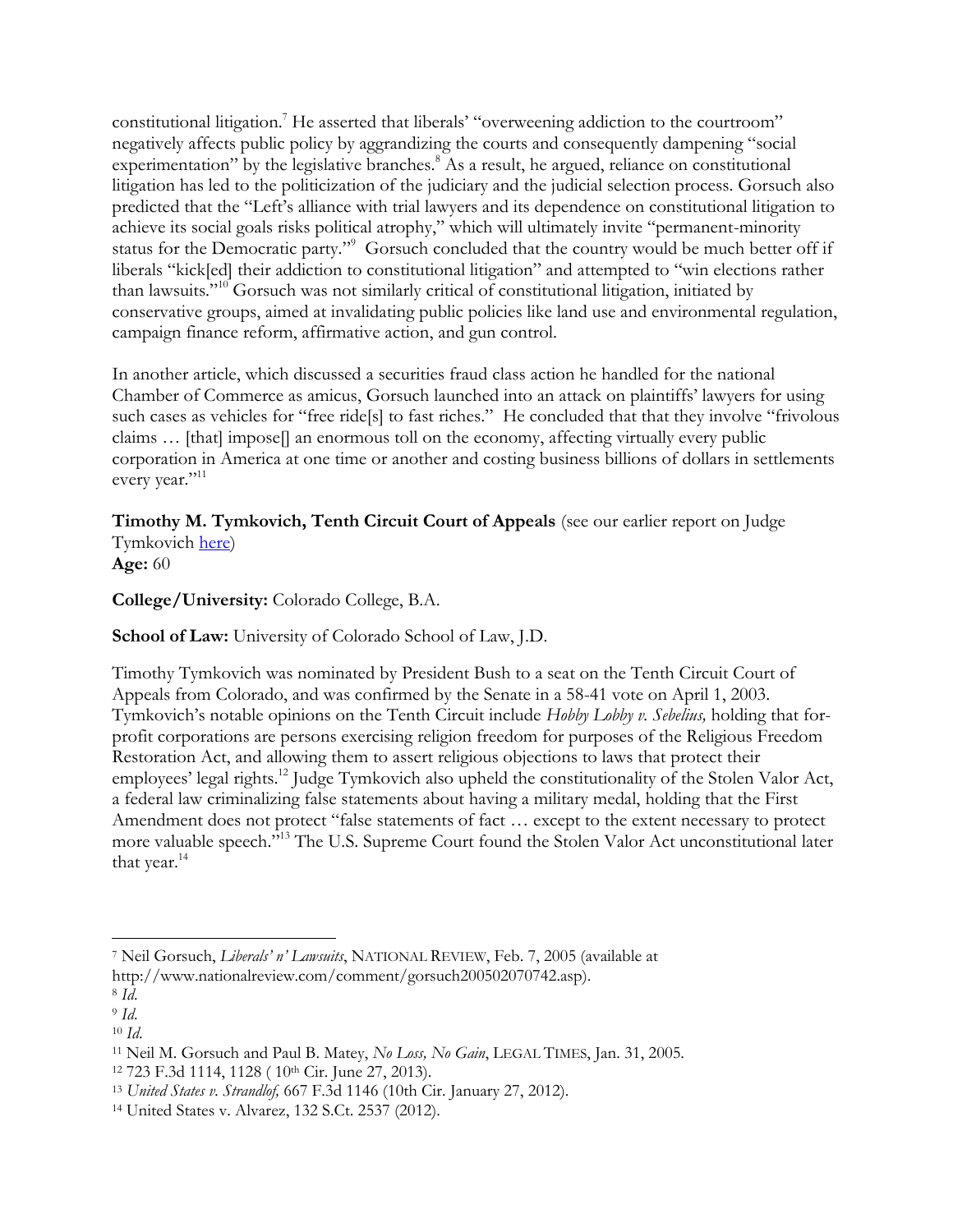constitutional litigation.[7] He asserted that liberals' "overweening addiction to the courtroom" negatively affects public policy by aggrandizing the courts and consequently dampening "social experimentation" by the legislative branches.[8] As a result, he argued, reliance on constitutional litigation has led to the politicization of the judiciary and the judicial selection process. Gorsuch also predicted that the "Left's alliance with trial lawyers and its dependence on constitutional litigation to achieve its social goals risks political atrophy," which will ultimately invite "permanent-minority status for the Democratic party."[9] Gorsuch concluded that the country would be much better off if liberals "kick[ed] their addiction to constitutional litigation" and attempted to "win elections rather than lawsuits."[10] Gorsuch was not similarly critical of constitutional litigation, initiated by conservative groups, aimed at invalidating public policies like land use and environmental regulation, campaign finance reform, affirmative action, and gun control.

In another article, which discussed a securities fraud class action he handled for the national Chamber of Commerce as amicus, Gorsuch launched into an attack on plaintiffs' lawyers for using such cases as vehicles for "free ride[s] to fast riches." He concluded that that they involve "frivolous claims … [that] impose[] an enormous toll on the economy, affecting virtually every public corporation in America at one time or another and costing business billions of dollars in settlements every year."[11]

**Timothy M. Tymkovich, Tenth Circuit Court of Appeals** (see our earlier report on Judge Tymkovich here)
**Age:** 60

**College/University:** Colorado College, B.A.

**School of Law:** University of Colorado School of Law, J.D.

Timothy Tymkovich was nominated by President Bush to a seat on the Tenth Circuit Court of Appeals from Colorado, and was confirmed by the Senate in a 58-41 vote on April 1, 2003. Tymkovich's notable opinions on the Tenth Circuit include *Hobby Lobby v. Sebelius,* holding that for-profit corporations are persons exercising religion freedom for purposes of the Religious Freedom Restoration Act, and allowing them to assert religious objections to laws that protect their employees' legal rights.[12] Judge Tymkovich also upheld the constitutionality of the Stolen Valor Act, a federal law criminalizing false statements about having a military medal, holding that the First Amendment does not protect "false statements of fact … except to the extent necessary to protect more valuable speech."[13] The U.S. Supreme Court found the Stolen Valor Act unconstitutional later that year.[14]

---

[7] Neil Gorsuch, *Liberals' n' Lawsuits*, NATIONAL REVIEW, Feb. 7, 2005 (available at http://www.nationalreview.com/comment/gorsuch200502070742.asp).

[8] *Id.*

[9] *Id.*

[10] *Id.*

[11] Neil M. Gorsuch and Paul B. Matey, *No Loss, No Gain*, LEGAL TIMES, Jan. 31, 2005.

[12] 723 F.3d 1114, 1128 ( 10th Cir. June 27, 2013).

[13] *United States v. Strandlof,* 667 F.3d 1146 (10th Cir. January 27, 2012).

[14] United States v. Alvarez, 132 S.Ct. 2537 (2012).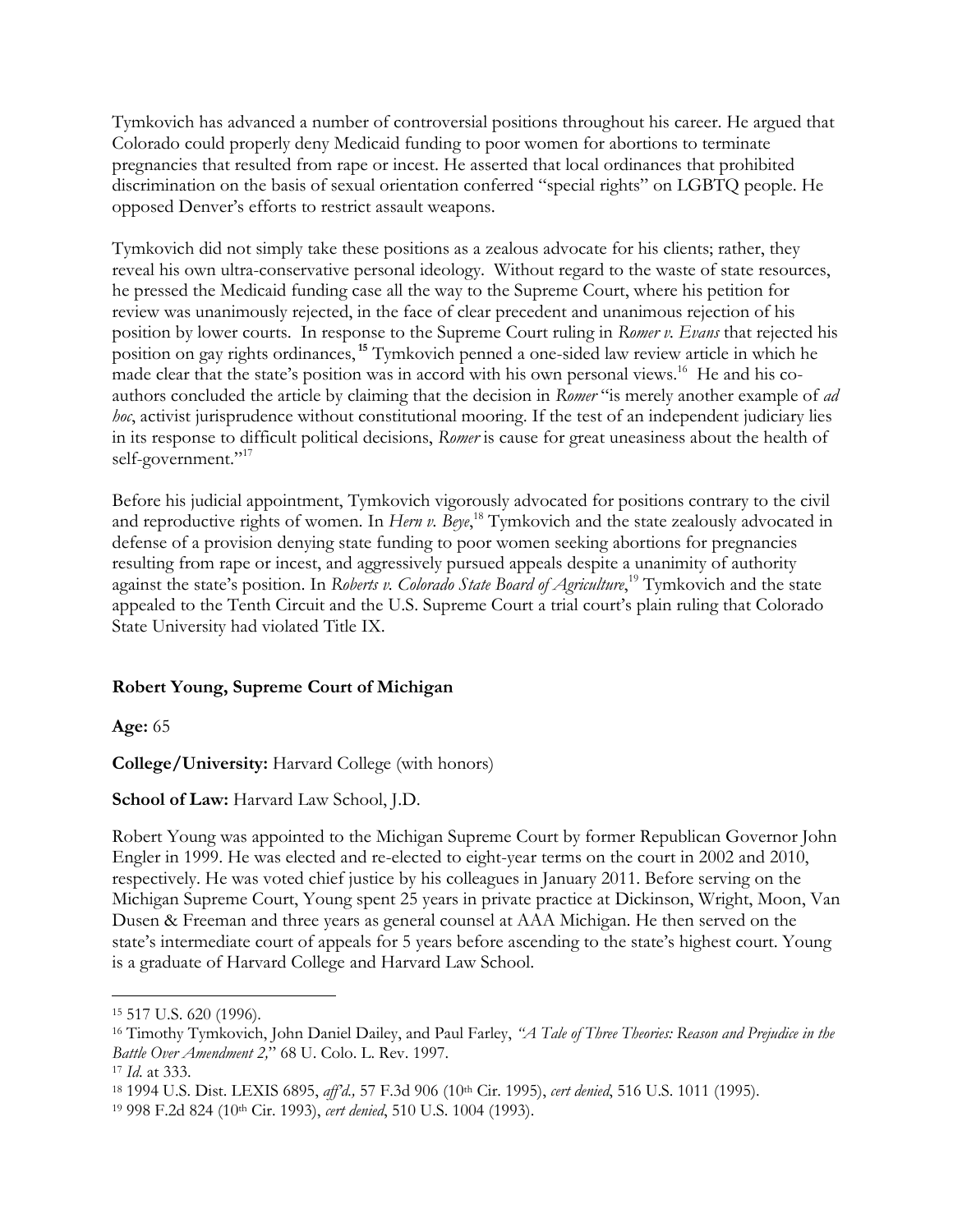Tymkovich has advanced a number of controversial positions throughout his career. He argued that Colorado could properly deny Medicaid funding to poor women for abortions to terminate pregnancies that resulted from rape or incest. He asserted that local ordinances that prohibited discrimination on the basis of sexual orientation conferred "special rights" on LGBTQ people. He opposed Denver's efforts to restrict assault weapons.

Tymkovich did not simply take these positions as a zealous advocate for his clients; rather, they reveal his own ultra-conservative personal ideology. Without regard to the waste of state resources, he pressed the Medicaid funding case all the way to the Supreme Court, where his petition for review was unanimously rejected, in the face of clear precedent and unanimous rejection of his position by lower courts. In response to the Supreme Court ruling in *Romer v. Evans* that rejected his position on gay rights ordinances,[15] Tymkovich penned a one-sided law review article in which he made clear that the state's position was in accord with his own personal views.[16] He and his co-authors concluded the article by claiming that the decision in *Romer* "is merely another example of *ad hoc*, activist jurisprudence without constitutional mooring. If the test of an independent judiciary lies in its response to difficult political decisions, *Romer* is cause for great uneasiness about the health of self-government."[17]

Before his judicial appointment, Tymkovich vigorously advocated for positions contrary to the civil and reproductive rights of women. In *Hern v. Beye*,[18] Tymkovich and the state zealously advocated in defense of a provision denying state funding to poor women seeking abortions for pregnancies resulting from rape or incest, and aggressively pursued appeals despite a unanimity of authority against the state's position. In *Roberts v. Colorado State Board of Agriculture*,[19] Tymkovich and the state appealed to the Tenth Circuit and the U.S. Supreme Court a trial court's plain ruling that Colorado State University had violated Title IX.

### Robert Young, Supreme Court of Michigan

**Age:** 65

**College/University:** Harvard College (with honors)

**School of Law:** Harvard Law School, J.D.

Robert Young was appointed to the Michigan Supreme Court by former Republican Governor John Engler in 1999. He was elected and re-elected to eight-year terms on the court in 2002 and 2010, respectively. He was voted chief justice by his colleagues in January 2011. Before serving on the Michigan Supreme Court, Young spent 25 years in private practice at Dickinson, Wright, Moon, Van Dusen & Freeman and three years as general counsel at AAA Michigan. He then served on the state's intermediate court of appeals for 5 years before ascending to the state's highest court. Young is a graduate of Harvard College and Harvard Law School.

---

[15] 517 U.S. 620 (1996).

[16] Timothy Tymkovich, John Daniel Dailey, and Paul Farley, *"A Tale of Three Theories: Reason and Prejudice in the Battle Over Amendment 2,"* 68 U. Colo. L. Rev. 1997.

[17] *Id*. at 333.

[18] 1994 U.S. Dist. LEXIS 6895, *aff'd.,* 57 F.3d 906 (10th Cir. 1995), *cert denied*, 516 U.S. 1011 (1995).

[19] 998 F.2d 824 (10th Cir. 1993), *cert denied*, 510 U.S. 1004 (1993).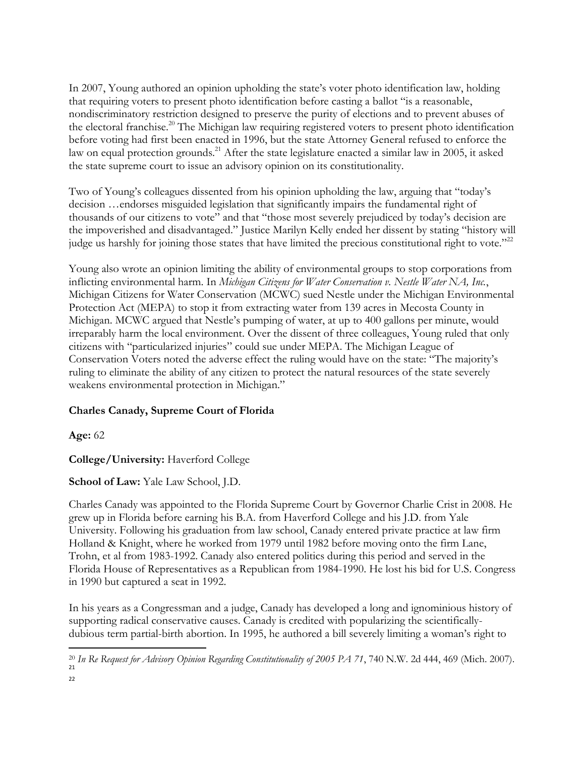In 2007, Young authored an opinion upholding the state's voter photo identification law, holding that requiring voters to present photo identification before casting a ballot "is a reasonable, nondiscriminatory restriction designed to preserve the purity of elections and to prevent abuses of the electoral franchise.[20] The Michigan law requiring registered voters to present photo identification before voting had first been enacted in 1996, but the state Attorney General refused to enforce the law on equal protection grounds.[21] After the state legislature enacted a similar law in 2005, it asked the state supreme court to issue an advisory opinion on its constitutionality.

Two of Young's colleagues dissented from his opinion upholding the law, arguing that "today's decision …endorses misguided legislation that significantly impairs the fundamental right of thousands of our citizens to vote" and that "those most severely prejudiced by today's decision are the impoverished and disadvantaged." Justice Marilyn Kelly ended her dissent by stating "history will judge us harshly for joining those states that have limited the precious constitutional right to vote."[22]

Young also wrote an opinion limiting the ability of environmental groups to stop corporations from inflicting environmental harm. In *Michigan Citizens for Water Conservation v. Nestle Water NA, Inc.*, Michigan Citizens for Water Conservation (MCWC) sued Nestle under the Michigan Environmental Protection Act (MEPA) to stop it from extracting water from 139 acres in Mecosta County in Michigan. MCWC argued that Nestle's pumping of water, at up to 400 gallons per minute, would irreparably harm the local environment. Over the dissent of three colleagues, Young ruled that only citizens with "particularized injuries" could sue under MEPA. The Michigan League of Conservation Voters noted the adverse effect the ruling would have on the state: "The majority's ruling to eliminate the ability of any citizen to protect the natural resources of the state severely weakens environmental protection in Michigan."

**Charles Canady, Supreme Court of Florida**

**Age:** 62

**College/University:** Haverford College

**School of Law:** Yale Law School, J.D.

Charles Canady was appointed to the Florida Supreme Court by Governor Charlie Crist in 2008. He grew up in Florida before earning his B.A. from Haverford College and his J.D. from Yale University. Following his graduation from law school, Canady entered private practice at law firm Holland & Knight, where he worked from 1979 until 1982 before moving onto the firm Lane, Trohn, et al from 1983-1992. Canady also entered politics during this period and served in the Florida House of Representatives as a Republican from 1984-1990. He lost his bid for U.S. Congress in 1990 but captured a seat in 1992.

In his years as a Congressman and a judge, Canady has developed a long and ignominious history of supporting radical conservative causes. Canady is credited with popularizing the scientifically-dubious term partial-birth abortion. In 1995, he authored a bill severely limiting a woman's right to

---

[20] *In Re Request for Advisory Opinion Regarding Constitutionality of 2005 PA 71*, 740 N.W. 2d 444, 469 (Mich. 2007).

[21]

[22]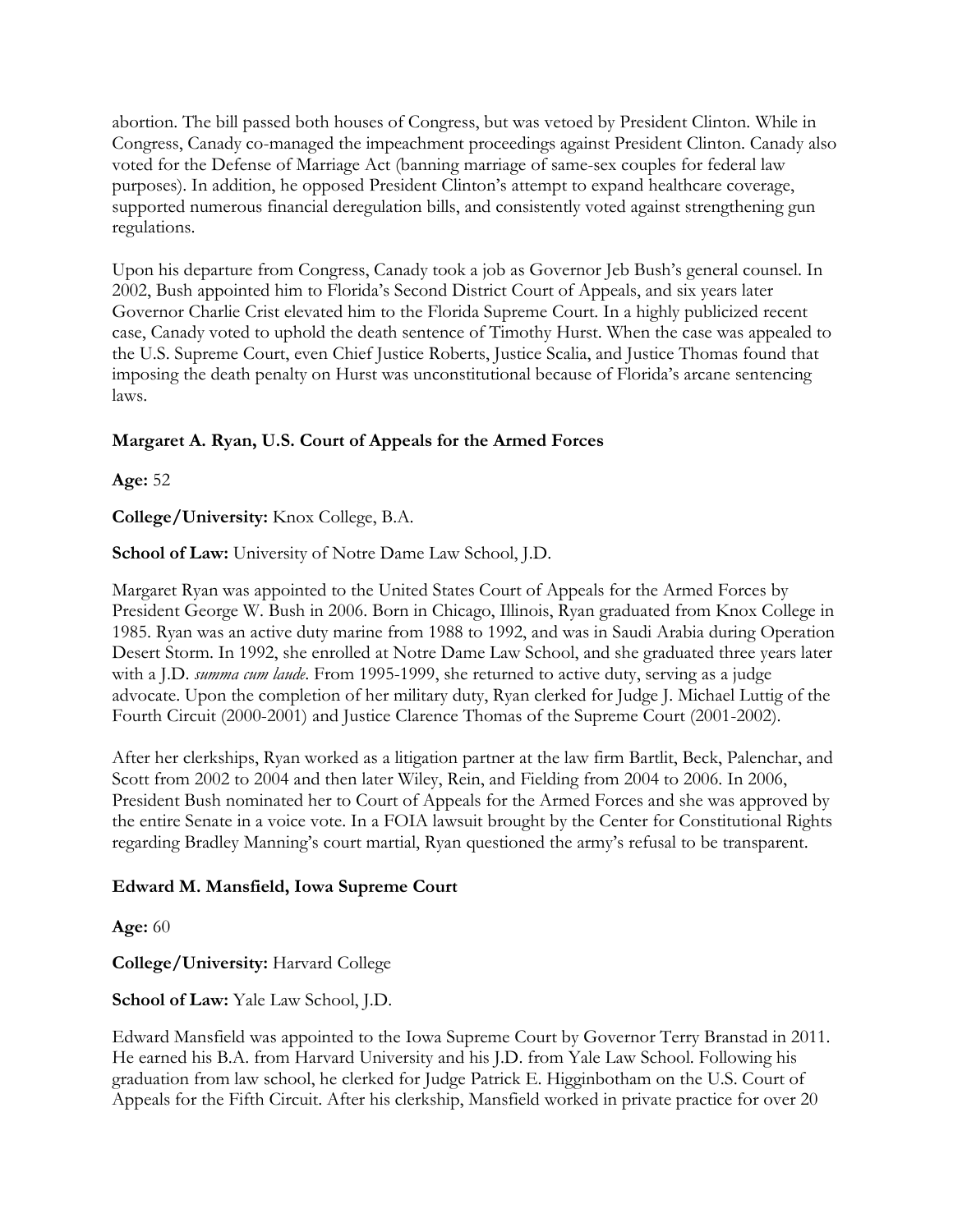abortion. The bill passed both houses of Congress, but was vetoed by President Clinton. While in Congress, Canady co-managed the impeachment proceedings against President Clinton. Canady also voted for the Defense of Marriage Act (banning marriage of same-sex couples for federal law purposes). In addition, he opposed President Clinton's attempt to expand healthcare coverage, supported numerous financial deregulation bills, and consistently voted against strengthening gun regulations.

Upon his departure from Congress, Canady took a job as Governor Jeb Bush's general counsel. In 2002, Bush appointed him to Florida's Second District Court of Appeals, and six years later Governor Charlie Crist elevated him to the Florida Supreme Court. In a highly publicized recent case, Canady voted to uphold the death sentence of Timothy Hurst. When the case was appealed to the U.S. Supreme Court, even Chief Justice Roberts, Justice Scalia, and Justice Thomas found that imposing the death penalty on Hurst was unconstitutional because of Florida's arcane sentencing laws.

### Margaret A. Ryan, U.S. Court of Appeals for the Armed Forces

**Age:** 52

**College/University:** Knox College, B.A.

**School of Law:** University of Notre Dame Law School, J.D.

Margaret Ryan was appointed to the United States Court of Appeals for the Armed Forces by President George W. Bush in 2006. Born in Chicago, Illinois, Ryan graduated from Knox College in 1985. Ryan was an active duty marine from 1988 to 1992, and was in Saudi Arabia during Operation Desert Storm. In 1992, she enrolled at Notre Dame Law School, and she graduated three years later with a J.D. *summa cum laude*. From 1995-1999, she returned to active duty, serving as a judge advocate. Upon the completion of her military duty, Ryan clerked for Judge J. Michael Luttig of the Fourth Circuit (2000-2001) and Justice Clarence Thomas of the Supreme Court (2001-2002).

After her clerkships, Ryan worked as a litigation partner at the law firm Bartlit, Beck, Palenchar, and Scott from 2002 to 2004 and then later Wiley, Rein, and Fielding from 2004 to 2006. In 2006, President Bush nominated her to Court of Appeals for the Armed Forces and she was approved by the entire Senate in a voice vote. In a FOIA lawsuit brought by the Center for Constitutional Rights regarding Bradley Manning's court martial, Ryan questioned the army's refusal to be transparent.

### Edward M. Mansfield, Iowa Supreme Court

**Age:** 60

**College/University:** Harvard College

**School of Law:** Yale Law School, J.D.

Edward Mansfield was appointed to the Iowa Supreme Court by Governor Terry Branstad in 2011. He earned his B.A. from Harvard University and his J.D. from Yale Law School. Following his graduation from law school, he clerked for Judge Patrick E. Higginbotham on the U.S. Court of Appeals for the Fifth Circuit. After his clerkship, Mansfield worked in private practice for over 20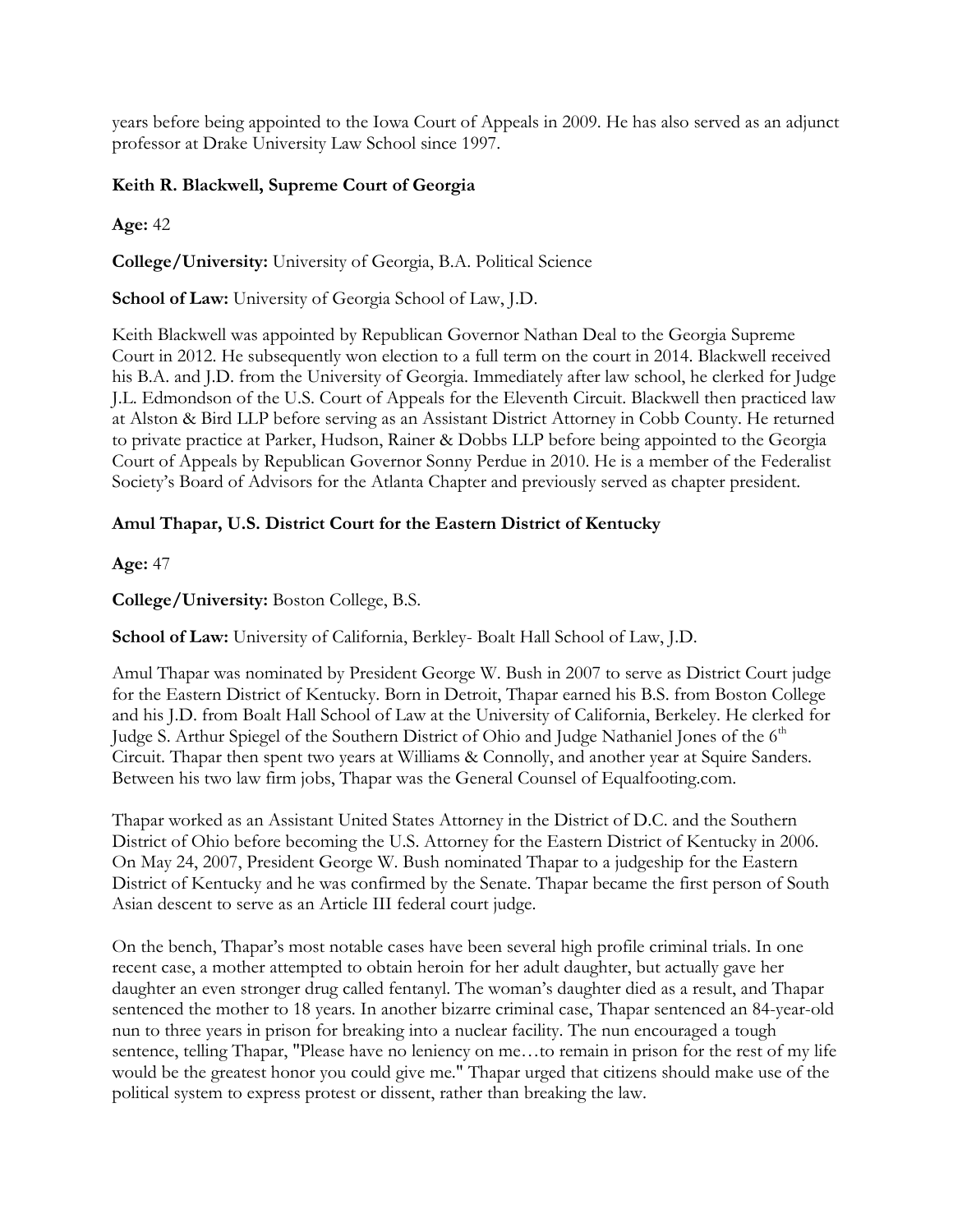years before being appointed to the Iowa Court of Appeals in 2009. He has also served as an adjunct professor at Drake University Law School since 1997.

**Keith R. Blackwell, Supreme Court of Georgia**

**Age:** 42

**College/University:** University of Georgia, B.A. Political Science

**School of Law:** University of Georgia School of Law, J.D.

Keith Blackwell was appointed by Republican Governor Nathan Deal to the Georgia Supreme Court in 2012. He subsequently won election to a full term on the court in 2014. Blackwell received his B.A. and J.D. from the University of Georgia. Immediately after law school, he clerked for Judge J.L. Edmondson of the U.S. Court of Appeals for the Eleventh Circuit. Blackwell then practiced law at Alston & Bird LLP before serving as an Assistant District Attorney in Cobb County. He returned to private practice at Parker, Hudson, Rainer & Dobbs LLP before being appointed to the Georgia Court of Appeals by Republican Governor Sonny Perdue in 2010. He is a member of the Federalist Society's Board of Advisors for the Atlanta Chapter and previously served as chapter president.

**Amul Thapar, U.S. District Court for the Eastern District of Kentucky**

**Age:** 47

**College/University:** Boston College, B.S.

**School of Law:** University of California, Berkley- Boalt Hall School of Law, J.D.

Amul Thapar was nominated by President George W. Bush in 2007 to serve as District Court judge for the Eastern District of Kentucky. Born in Detroit, Thapar earned his B.S. from Boston College and his J.D. from Boalt Hall School of Law at the University of California, Berkeley. He clerked for Judge S. Arthur Spiegel of the Southern District of Ohio and Judge Nathaniel Jones of the 6th Circuit. Thapar then spent two years at Williams & Connolly, and another year at Squire Sanders. Between his two law firm jobs, Thapar was the General Counsel of Equalfooting.com.

Thapar worked as an Assistant United States Attorney in the District of D.C. and the Southern District of Ohio before becoming the U.S. Attorney for the Eastern District of Kentucky in 2006. On May 24, 2007, President George W. Bush nominated Thapar to a judgeship for the Eastern District of Kentucky and he was confirmed by the Senate. Thapar became the first person of South Asian descent to serve as an Article III federal court judge.

On the bench, Thapar's most notable cases have been several high profile criminal trials. In one recent case, a mother attempted to obtain heroin for her adult daughter, but actually gave her daughter an even stronger drug called fentanyl. The woman's daughter died as a result, and Thapar sentenced the mother to 18 years. In another bizarre criminal case, Thapar sentenced an 84-year-old nun to three years in prison for breaking into a nuclear facility. The nun encouraged a tough sentence, telling Thapar, "Please have no leniency on me…to remain in prison for the rest of my life would be the greatest honor you could give me." Thapar urged that citizens should make use of the political system to express protest or dissent, rather than breaking the law.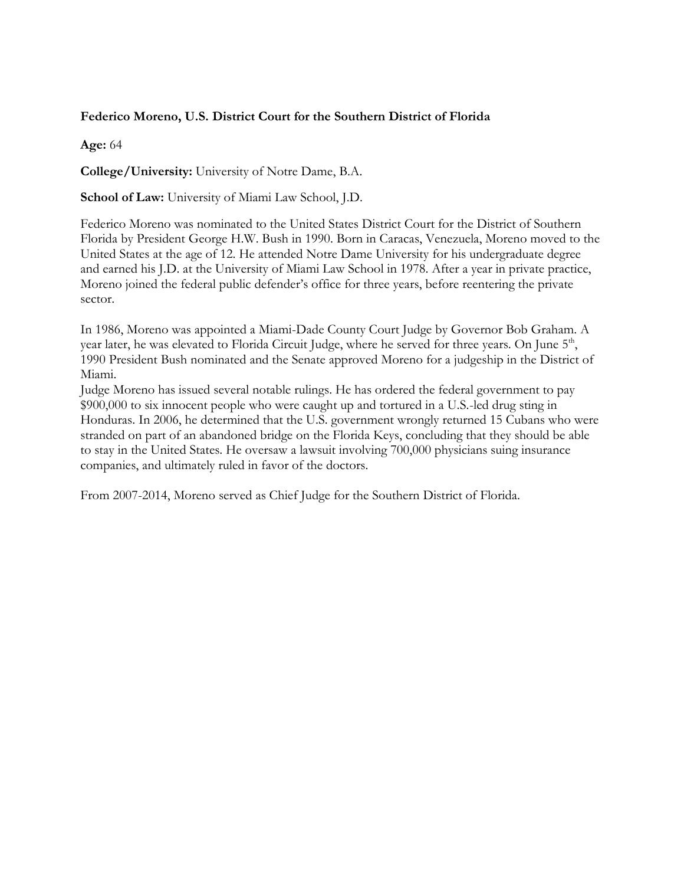**Federico Moreno, U.S. District Court for the Southern District of Florida**

**Age:** 64

**College/University:** University of Notre Dame, B.A.

**School of Law:** University of Miami Law School, J.D.

Federico Moreno was nominated to the United States District Court for the District of Southern Florida by President George H.W. Bush in 1990. Born in Caracas, Venezuela, Moreno moved to the United States at the age of 12. He attended Notre Dame University for his undergraduate degree and earned his J.D. at the University of Miami Law School in 1978. After a year in private practice, Moreno joined the federal public defender's office for three years, before reentering the private sector.

In 1986, Moreno was appointed a Miami-Dade County Court Judge by Governor Bob Graham. A year later, he was elevated to Florida Circuit Judge, where he served for three years. On June 5th, 1990 President Bush nominated and the Senate approved Moreno for a judgeship in the District of Miami.

Judge Moreno has issued several notable rulings. He has ordered the federal government to pay $900,000 to six innocent people who were caught up and tortured in a U.S.-led drug sting in Honduras. In 2006, he determined that the U.S. government wrongly returned 15 Cubans who were stranded on part of an abandoned bridge on the Florida Keys, concluding that they should be able to stay in the United States. He oversaw a lawsuit involving 700,000 physicians suing insurance companies, and ultimately ruled in favor of the doctors.

From 2007-2014, Moreno served as Chief Judge for the Southern District of Florida.